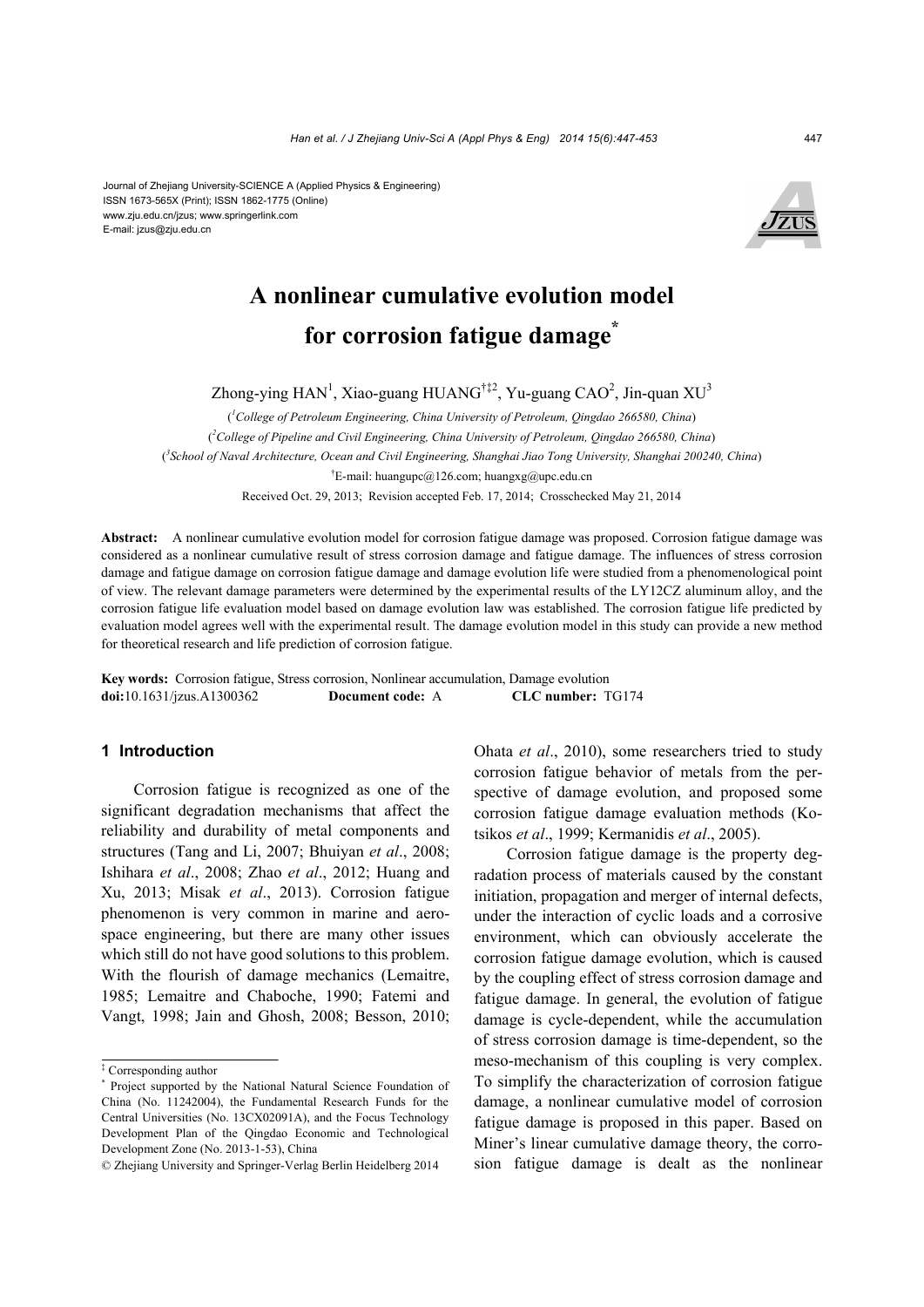Journal of Zhejiang University-SCIENCE A (Applied Physics & Engineering)
ISSN 1673-565X (Print); ISSN 1862-1775 (Online)
www.zju.edu.cn/jzus; www.springerlink.com
E-mail: jzus@zju.edu.cn

# A nonlinear cumulative evolution model for corrosion fatigue damage*

Zhong-ying HAN[1], Xiao-guang HUANG[†‡2], Yu-guang CAO[2], Jin-quan XU[3]

([1]College of Petroleum Engineering, China University of Petroleum, Qingdao 266580, China)

([2]College of Pipeline and Civil Engineering, China University of Petroleum, Qingdao 266580, China)

([3]School of Naval Architecture, Ocean and Civil Engineering, Shanghai Jiao Tong University, Shanghai 200240, China)

[†]E-mail: huangupc@126.com; huangxg@upc.edu.cn

Received Oct. 29, 2013; Revision accepted Feb. 17, 2014; Crosschecked May 21, 2014

**Abstract:** A nonlinear cumulative evolution model for corrosion fatigue damage was proposed. Corrosion fatigue damage was considered as a nonlinear cumulative result of stress corrosion damage and fatigue damage. The influences of stress corrosion damage and fatigue damage on corrosion fatigue damage and damage evolution life were studied from a phenomenological point of view. The relevant damage parameters were determined by the experimental results of the LY12CZ aluminum alloy, and the corrosion fatigue life evaluation model based on damage evolution law was established. The corrosion fatigue life predicted by evaluation model agrees well with the experimental result. The damage evolution model in this study can provide a new method for theoretical research and life prediction of corrosion fatigue.

**Key words:** Corrosion fatigue, Stress corrosion, Nonlinear accumulation, Damage evolution

**doi:**10.1631/jzus.A1300362 **Document code:** A **CLC number:** TG174

## 1 Introduction

Corrosion fatigue is recognized as one of the significant degradation mechanisms that affect the reliability and durability of metal components and structures (Tang and Li, 2007; Bhuiyan *et al*., 2008; Ishihara *et al*., 2008; Zhao *et al*., 2012; Huang and Xu, 2013; Misak *et al*., 2013). Corrosion fatigue phenomenon is very common in marine and aerospace engineering, but there are many other issues which still do not have good solutions to this problem. With the flourish of damage mechanics (Lemaitre, 1985; Lemaitre and Chaboche, 1990; Fatemi and Vangt, 1998; Jain and Ghosh, 2008; Besson, 2010; Ohata *et al*., 2010), some researchers tried to study corrosion fatigue behavior of metals from the perspective of damage evolution, and proposed some corrosion fatigue damage evaluation methods (Kotsikos *et al*., 1999; Kermanidis *et al*., 2005).

Corrosion fatigue damage is the property degradation process of materials caused by the constant initiation, propagation and merger of internal defects, under the interaction of cyclic loads and a corrosive environment, which can obviously accelerate the corrosion fatigue damage evolution, which is caused by the coupling effect of stress corrosion damage and fatigue damage. In general, the evolution of fatigue damage is cycle-dependent, while the accumulation of stress corrosion damage is time-dependent, so the meso-mechanism of this coupling is very complex. To simplify the characterization of corrosion fatigue damage, a nonlinear cumulative model of corrosion fatigue damage is proposed in this paper. Based on Miner's linear cumulative damage theory, the corrosion fatigue damage is dealt as the nonlinear

‡ Corresponding author

\* Project supported by the National Natural Science Foundation of China (No. 11242004), the Fundamental Research Funds for the Central Universities (No. 13CX02091A), and the Focus Technology Development Plan of the Qingdao Economic and Technological Development Zone (No. 2013-1-53), China

© Zhejiang University and Springer-Verlag Berlin Heidelberg 2014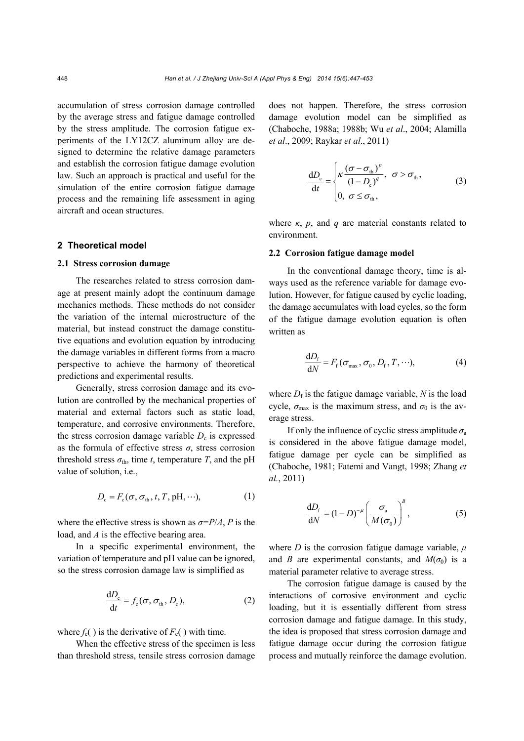accumulation of stress corrosion damage controlled by the average stress and fatigue damage controlled by the stress amplitude. The corrosion fatigue experiments of the LY12CZ aluminum alloy are designed to determine the relative damage parameters and establish the corrosion fatigue damage evolution law. Such an approach is practical and useful for the simulation of the entire corrosion fatigue damage process and the remaining life assessment in aging aircraft and ocean structures.

## 2 Theoretical model

### 2.1 Stress corrosion damage

The researches related to stress corrosion damage at present mainly adopt the continuum damage mechanics methods. These methods do not consider the variation of the internal microstructure of the material, but instead construct the damage constitutive equations and evolution equation by introducing the damage variables in different forms from a macro perspective to achieve the harmony of theoretical predictions and experimental results.

Generally, stress corrosion damage and its evolution are controlled by the mechanical properties of material and external factors such as static load, temperature, and corrosive environments. Therefore, the stress corrosion damage variable $D_c$ is expressed as the formula of effective stress $\sigma$, stress corrosion threshold stress $\sigma_{th}$, time $t$, temperature $T$, and the pH value of solution, i.e.,

$$D_c = F_c(\sigma, \sigma_{th}, t, T, \text{pH}, \cdots), \tag{1}$$

where the effective stress is shown as $\sigma=P/A$, $P$ is the load, and $A$ is the effective bearing area.

In a specific experimental environment, the variation of temperature and pH value can be ignored, so the stress corrosion damage law is simplified as

$$\frac{dD_c}{dt} = f_c(\sigma, \sigma_{th}, D_c), \tag{2}$$

where $f_c(\ )$ is the derivative of $F_c(\ )$ with time.

When the effective stress of the specimen is less than threshold stress, tensile stress corrosion damage does not happen. Therefore, the stress corrosion damage evolution model can be simplified as (Chaboche, 1988a; 1988b; Wu *et al*., 2004; Alamilla *et al*., 2009; Raykar *et al*., 2011)

$$\frac{dD_c}{dt} = \begin{cases} \kappa \dfrac{(\sigma - \sigma_{th})^p}{(1 - D_c)^q}, & \sigma > \sigma_{th}, \\ 0, & \sigma \le \sigma_{th}, \end{cases} \tag{3}$$

where $\kappa$, $p$, and $q$ are material constants related to environment.

### 2.2 Corrosion fatigue damage model

In the conventional damage theory, time is always used as the reference variable for damage evolution. However, for fatigue caused by cyclic loading, the damage accumulates with load cycles, so the form of the fatigue damage evolution equation is often written as

$$\frac{dD_f}{dN} = F_f(\sigma_{max}, \sigma_0, D_f, T, \cdots), \tag{4}$$

where $D_f$ is the fatigue damage variable, $N$ is the load cycle, $\sigma_{max}$ is the maximum stress, and $\sigma_0$ is the average stress.

If only the influence of cyclic stress amplitude $\sigma_a$ is considered in the above fatigue damage model, fatigue damage per cycle can be simplified as (Chaboche, 1981; Fatemi and Vangt, 1998; Zhang *et al*., 2011)

$$\frac{dD_f}{dN} = (1 - D)^{-\mu} \left( \frac{\sigma_a}{M(\sigma_0)} \right)^B, \tag{5}$$

where $D$ is the corrosion fatigue damage variable, $\mu$ and $B$ are experimental constants, and $M(\sigma_0)$ is a material parameter relative to average stress.

The corrosion fatigue damage is caused by the interactions of corrosive environment and cyclic loading, but it is essentially different from stress corrosion damage and fatigue damage. In this study, the idea is proposed that stress corrosion damage and fatigue damage occur during the corrosion fatigue process and mutually reinforce the damage evolution.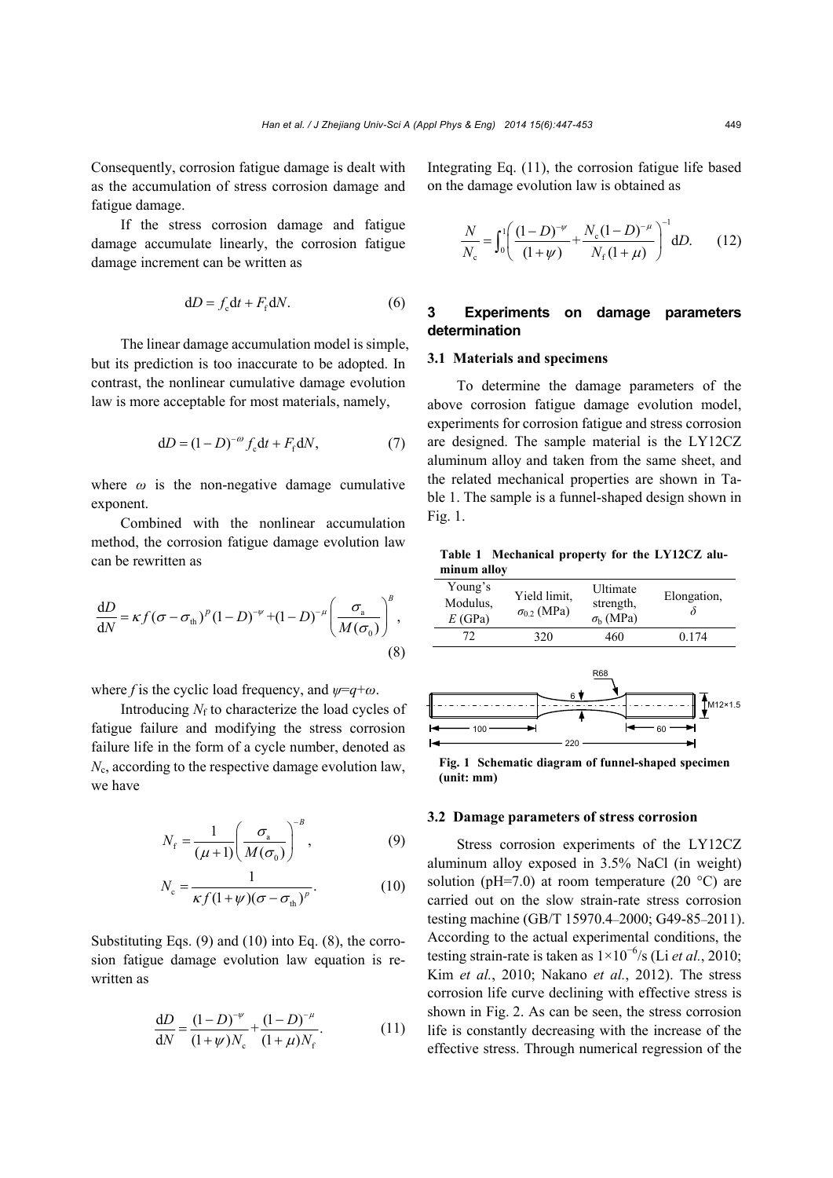Consequently, corrosion fatigue damage is dealt with as the accumulation of stress corrosion damage and fatigue damage.

If the stress corrosion damage and fatigue damage accumulate linearly, the corrosion fatigue damage increment can be written as

$$\mathrm{d}D = f_{\mathrm{c}}\mathrm{d}t + F_{\mathrm{f}}\mathrm{d}N. \tag{6}$$

The linear damage accumulation model is simple, but its prediction is too inaccurate to be adopted. In contrast, the nonlinear cumulative damage evolution law is more acceptable for most materials, namely,

$$\mathrm{d}D = (1-D)^{-\omega} f_{\mathrm{c}}\mathrm{d}t + F_{\mathrm{f}}\mathrm{d}N, \tag{7}$$

where $\omega$ is the non-negative damage cumulative exponent.

Combined with the nonlinear accumulation method, the corrosion fatigue damage evolution law can be rewritten as

$$\frac{\mathrm{d}D}{\mathrm{d}N} = \kappa f(\sigma - \sigma_{\mathrm{th}})^{p}(1-D)^{-\psi} + (1-D)^{-\mu}\left(\frac{\sigma_{\mathrm{a}}}{M(\sigma_0)}\right)^{B}, \tag{8}$$

where $f$ is the cyclic load frequency, and $\psi=q+\omega$.

Introducing $N_{\mathrm{f}}$ to characterize the load cycles of fatigue failure and modifying the stress corrosion failure life in the form of a cycle number, denoted as $N_{\mathrm{c}}$, according to the respective damage evolution law, we have

$$N_{\mathrm{f}} = \frac{1}{(\mu+1)}\left(\frac{\sigma_{\mathrm{a}}}{M(\sigma_0)}\right)^{-B}, \tag{9}$$

$$N_{\mathrm{c}} = \frac{1}{\kappa f(1+\psi)(\sigma - \sigma_{\mathrm{th}})^{p}}. \tag{10}$$

Substituting Eqs. (9) and (10) into Eq. (8), the corrosion fatigue damage evolution law equation is rewritten as

$$\frac{\mathrm{d}D}{\mathrm{d}N} = \frac{(1-D)^{-\psi}}{(1+\psi)N_{\mathrm{c}}} + \frac{(1-D)^{-\mu}}{(1+\mu)N_{\mathrm{f}}}. \tag{11}$$

Integrating Eq. (11), the corrosion fatigue life based on the damage evolution law is obtained as

$$\frac{N}{N_{\mathrm{c}}} = \int_0^1 \left(\frac{(1-D)^{-\psi}}{(1+\psi)} + \frac{N_{\mathrm{c}}(1-D)^{-\mu}}{N_{\mathrm{f}}(1+\mu)}\right)^{-1} \mathrm{d}D. \tag{12}$$

## 3 Experiments on damage parameters determination

### 3.1 Materials and specimens

To determine the damage parameters of the above corrosion fatigue damage evolution model, experiments for corrosion fatigue and stress corrosion are designed. The sample material is the LY12CZ aluminum alloy and taken from the same sheet, and the related mechanical properties are shown in Table 1. The sample is a funnel-shaped design shown in Fig. 1.

**Table 1 Mechanical property for the LY12CZ aluminum alloy**

| Young's Modulus, $E$ (GPa) | Yield limit, $\sigma_{0.2}$ (MPa) | Ultimate strength, $\sigma_{\mathrm{b}}$ (MPa) | Elongation, $\delta$ |
|---|---|---|---|
| 72 | 320 | 460 | 0.174 |

**Fig. 1 Schematic diagram of funnel-shaped specimen (unit: mm)**

### 3.2 Damage parameters of stress corrosion

Stress corrosion experiments of the LY12CZ aluminum alloy exposed in 3.5% NaCl (in weight) solution (pH=7.0) at room temperature (20 °C) are carried out on the slow strain-rate stress corrosion testing machine (GB/T 15970.4–2000; G49-85–2011). According to the actual experimental conditions, the testing strain-rate is taken as $1\times10^{-6}$/s (Li *et al.*, 2010; Kim *et al.*, 2010; Nakano *et al.*, 2012). The stress corrosion life curve declining with effective stress is shown in Fig. 2. As can be seen, the stress corrosion life is constantly decreasing with the increase of the effective stress. Through numerical regression of the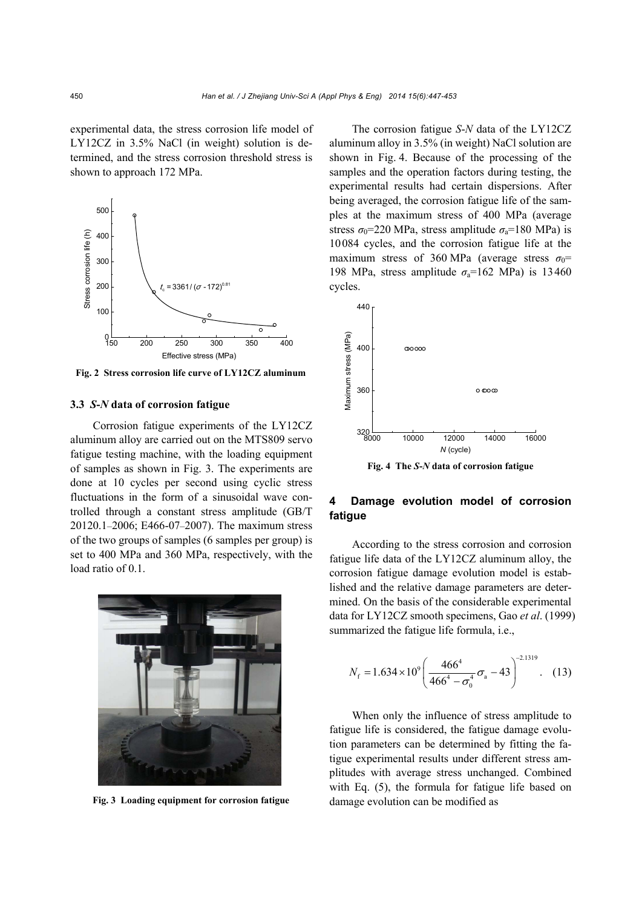experimental data, the stress corrosion life model of LY12CZ in 3.5% NaCl (in weight) solution is determined, and the stress corrosion threshold stress is shown to approach 172 MPa.

**Fig. 2 Stress corrosion life curve of LY12CZ aluminum**

### 3.3 *S-N* data of corrosion fatigue

Corrosion fatigue experiments of the LY12CZ aluminum alloy are carried out on the MTS809 servo fatigue testing machine, with the loading equipment of samples as shown in Fig. 3. The experiments are done at 10 cycles per second using cyclic stress fluctuations in the form of a sinusoidal wave controlled through a constant stress amplitude (GB/T 20120.1–2006; E466-07–2007). The maximum stress of the two groups of samples (6 samples per group) is set to 400 MPa and 360 MPa, respectively, with the load ratio of 0.1.

**Fig. 3 Loading equipment for corrosion fatigue**

The corrosion fatigue *S-N* data of the LY12CZ aluminum alloy in 3.5% (in weight) NaCl solution are shown in Fig. 4. Because of the processing of the samples and the operation factors during testing, the experimental results had certain dispersions. After being averaged, the corrosion fatigue life of the samples at the maximum stress of 400 MPa (average stress $\sigma_0$=220 MPa, stress amplitude $\sigma_a$=180 MPa) is 10084 cycles, and the corrosion fatigue life at the maximum stress of 360 MPa (average stress $\sigma_0$= 198 MPa, stress amplitude $\sigma_a$=162 MPa) is 13460 cycles.

**Fig. 4 The *S-N* data of corrosion fatigue**

## 4 Damage evolution model of corrosion fatigue

According to the stress corrosion and corrosion fatigue life data of the LY12CZ aluminum alloy, the corrosion fatigue damage evolution model is established and the relative damage parameters are determined. On the basis of the considerable experimental data for LY12CZ smooth specimens, Gao *et al*. (1999) summarized the fatigue life formula, i.e.,

$$N_f = 1.634 \times 10^9 \left( \frac{466^4}{466^4 - \sigma_0^4} \sigma_a - 43 \right)^{-2.1319}. \quad (13)$$

When only the influence of stress amplitude to fatigue life is considered, the fatigue damage evolution parameters can be determined by fitting the fatigue experimental results under different stress amplitudes with average stress unchanged. Combined with Eq. (5), the formula for fatigue life based on damage evolution can be modified as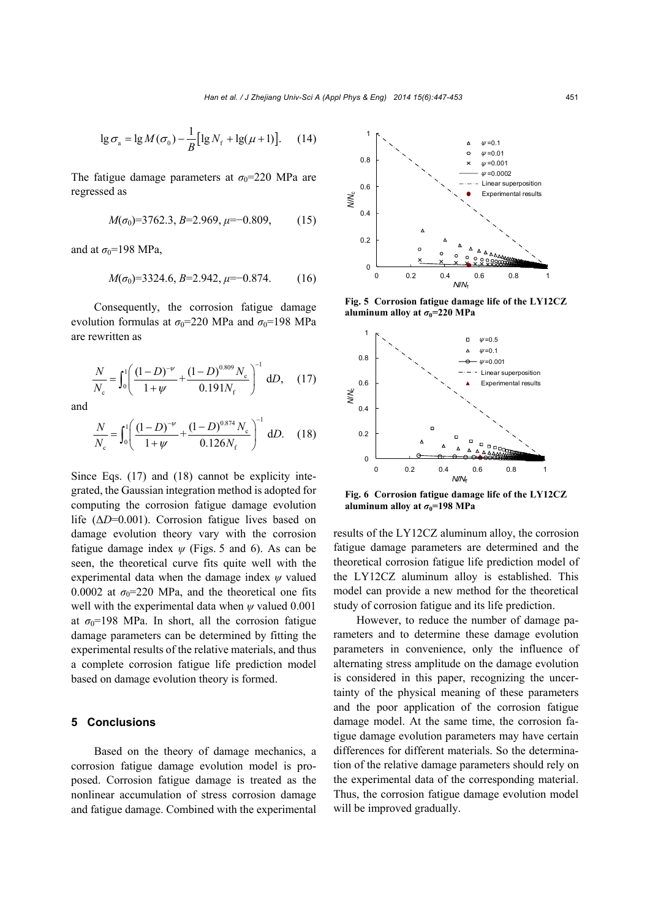$$\lg \sigma_{\mathrm{a}} = \lg M(\sigma_0) - \frac{1}{B}\left[\lg N_{\mathrm{f}} + \lg(\mu+1)\right]. \quad (14)$$

The fatigue damage parameters at $\sigma_0$=220 MPa are regressed as

$$M(\sigma_0)=3762.3,\ B=2.969,\ \mu=-0.809, \quad (15)$$

and at $\sigma_0$=198 MPa,

$$M(\sigma_0)=3324.6,\ B=2.942,\ \mu=-0.874. \quad (16)$$

Consequently, the corrosion fatigue damage evolution formulas at $\sigma_0$=220 MPa and $\sigma_0$=198 MPa are rewritten as

$$\frac{N}{N_{\mathrm{c}}} = \int_0^1 \left( \frac{(1-D)^{-\psi}}{1+\psi} + \frac{(1-D)^{0.809} N_{\mathrm{c}}}{0.191 N_{\mathrm{f}}} \right)^{-1} \mathrm{d}D, \quad (17)$$

and

$$\frac{N}{N_{\mathrm{c}}} = \int_0^1 \left( \frac{(1-D)^{-\psi}}{1+\psi} + \frac{(1-D)^{0.874} N_{\mathrm{c}}}{0.126 N_{\mathrm{f}}} \right)^{-1} \mathrm{d}D. \quad (18)$$

Since Eqs. (17) and (18) cannot be explicity integrated, the Gaussian integration method is adopted for computing the corrosion fatigue damage evolution life ($\Delta D$=0.001). Corrosion fatigue lives based on damage evolution theory vary with the corrosion fatigue damage index $\psi$ (Figs. 5 and 6). As can be seen, the theoretical curve fits quite well with the experimental data when the damage index $\psi$ valued 0.0002 at $\sigma_0$=220 MPa, and the theoretical one fits well with the experimental data when $\psi$ valued 0.001 at $\sigma_0$=198 MPa. In short, all the corrosion fatigue damage parameters can be determined by fitting the experimental results of the relative materials, and thus a complete corrosion fatigue life prediction model based on damage evolution theory is formed.

**Fig. 5 Corrosion fatigue damage life of the LY12CZ aluminum alloy at $\sigma_0$=220 MPa**

**Fig. 6 Corrosion fatigue damage life of the LY12CZ aluminum alloy at $\sigma_0$=198 MPa**

## 5 Conclusions

Based on the theory of damage mechanics, a corrosion fatigue damage evolution model is proposed. Corrosion fatigue damage is treated as the nonlinear accumulation of stress corrosion damage and fatigue damage. Combined with the experimental results of the LY12CZ aluminum alloy, the corrosion fatigue damage parameters are determined and the theoretical corrosion fatigue life prediction model of the LY12CZ aluminum alloy is established. This model can provide a new method for the theoretical study of corrosion fatigue and its life prediction.

However, to reduce the number of damage parameters and to determine these damage evolution parameters in convenience, only the influence of alternating stress amplitude on the damage evolution is considered in this paper, recognizing the uncertainty of the physical meaning of these parameters and the poor application of the corrosion fatigue damage model. At the same time, the corrosion fatigue damage evolution parameters may have certain differences for different materials. So the determination of the relative damage parameters should rely on the experimental data of the corresponding material. Thus, the corrosion fatigue damage evolution model will be improved gradually.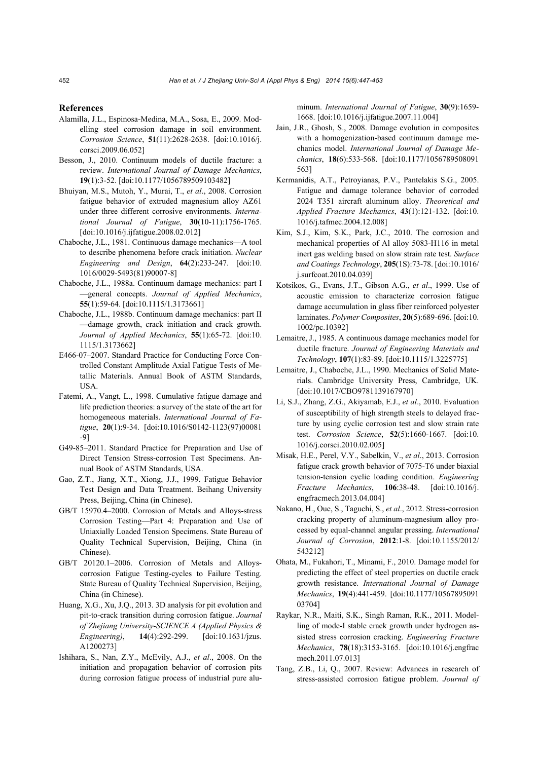## References

Alamilla, J.L., Espinosa-Medina, M.A., Sosa, E., 2009. Modelling steel corrosion damage in soil environment. *Corrosion Science*, **51**(11):2628-2638. [doi:10.1016/j.corsci.2009.06.052]

Besson, J., 2010. Continuum models of ductile fracture: a review. *International Journal of Damage Mechanics*, **19**(1):3-52. [doi:10.1177/1056789509103482]

Bhuiyan, M.S., Mutoh, Y., Murai, T., *et al*., 2008. Corrosion fatigue behavior of extruded magnesium alloy AZ61 under three different corrosive environments. *International Journal of Fatigue*, **30**(10-11):1756-1765. [doi:10.1016/j.ijfatigue.2008.02.012]

Chaboche, J.L., 1981. Continuous damage mechanics—A tool to describe phenomena before crack initiation. *Nuclear Engineering and Design*, **64**(2):233-247. [doi:10.1016/0029-5493(81)90007-8]

Chaboche, J.L., 1988a. Continuum damage mechanics: part I—general concepts. *Journal of Applied Mechanics*, **55**(1):59-64. [doi:10.1115/1.3173661]

Chaboche, J.L., 1988b. Continuum damage mechanics: part II—damage growth, crack initiation and crack growth. *Journal of Applied Mechanics*, **55**(1):65-72. [doi:10.1115/1.3173662]

E466-07–2007. Standard Practice for Conducting Force Controlled Constant Amplitude Axial Fatigue Tests of Metallic Materials. Annual Book of ASTM Standards, USA.

Fatemi, A., Vangt, L., 1998. Cumulative fatigue damage and life prediction theories: a survey of the state of the art for homogeneous materials. *International Journal of Fatigue*, **20**(1):9-34. [doi:10.1016/S0142-1123(97)00081-9]

G49-85–2011. Standard Practice for Preparation and Use of Direct Tension Stress-corrosion Test Specimens. Annual Book of ASTM Standards, USA.

Gao, Z.T., Jiang, X.T., Xiong, J.J., 1999. Fatigue Behavior Test Design and Data Treatment. Beihang University Press, Beijing, China (in Chinese).

GB/T 15970.4–2000. Corrosion of Metals and Alloys-stress Corrosion Testing—Part 4: Preparation and Use of Uniaxially Loaded Tension Specimens. State Bureau of Quality Technical Supervision, Beijing, China (in Chinese).

GB/T 20120.1–2006. Corrosion of Metals and Alloys-corrosion Fatigue Testing-cycles to Failure Testing. State Bureau of Quality Technical Supervision, Beijing, China (in Chinese).

Huang, X.G., Xu, J.Q., 2013. 3D analysis for pit evolution and pit-to-crack transition during corrosion fatigue. *Journal of Zhejiang University-SCIENCE A (Applied Physics & Engineering)*, **14**(4):292-299. [doi:10.1631/jzus.A1200273]

Ishihara, S., Nan, Z.Y., McEvily, A.J., *et al*., 2008. On the initiation and propagation behavior of corrosion pits during corrosion fatigue process of industrial pure aluminum. *International Journal of Fatigue*, **30**(9):1659-1668. [doi:10.1016/j.ijfatigue.2007.11.004]

Jain, J.R., Ghosh, S., 2008. Damage evolution in composites with a homogenization-based continuum damage mechanics model. *International Journal of Damage Mechanics*, **18**(6):533-568. [doi:10.1177/1056789508091563]

Kermanidis, A.T., Petroyianas, P.V., Pantelakis S.G., 2005. Fatigue and damage tolerance behavior of corroded 2024 T351 aircraft aluminum alloy. *Theoretical and Applied Fracture Mechanics*, **43**(1):121-132. [doi:10.1016/j.tafmec.2004.12.008]

Kim, S.J., Kim, S.K., Park, J.C., 2010. The corrosion and mechanical properties of Al alloy 5083-H116 in metal inert gas welding based on slow strain rate test. *Surface and Coatings Technology*, **205**(1S):73-78. [doi:10.1016/j.surfcoat.2010.04.039]

Kotsikos, G., Evans, J.T., Gibson A.G., *et al*., 1999. Use of acoustic emission to characterize corrosion fatigue damage accumulation in glass fiber reinforced polyester laminates. *Polymer Composites*, **20**(5):689-696. [doi:10.1002/pc.10392]

Lemaitre, J., 1985. A continuous damage mechanics model for ductile fracture. *Journal of Engineering Materials and Technology*, **107**(1):83-89. [doi:10.1115/1.3225775]

Lemaitre, J., Chaboche, J.L., 1990. Mechanics of Solid Materials. Cambridge University Press, Cambridge, UK. [doi:10.1017/CBO9781139167970]

Li, S.J., Zhang, Z.G., Akiyamab, E.J., *et al*., 2010. Evaluation of susceptibility of high strength steels to delayed fracture by using cyclic corrosion test and slow strain rate test. *Corrosion Science*, **52**(5):1660-1667. [doi:10.1016/j.corsci.2010.02.005]

Misak, H.E., Perel, V.Y., Sabelkin, V., *et al*., 2013. Corrosion fatigue crack growth behavior of 7075-T6 under biaxial tension-tension cyclic loading condition. *Engineering Fracture Mechanics*, **106**:38-48. [doi:10.1016/j.engfracmech.2013.04.004]

Nakano, H., Oue, S., Taguchi, S., *et al*., 2012. Stress-corrosion cracking property of aluminum-magnesium alloy processed by equal-channel angular pressing. *International Journal of Corrosion*, **2012**:1-8. [doi:10.1155/2012/543212]

Ohata, M., Fukahori, T., Minami, F., 2010. Damage model for predicting the effect of steel properties on ductile crack growth resistance. *International Journal of Damage Mechanics*, **19**(4):441-459. [doi:10.1177/1056789509103704]

Raykar, N.R., Maiti, S.K., Singh Raman, R.K., 2011. Modelling of mode-I stable crack growth under hydrogen assisted stress corrosion cracking. *Engineering Fracture Mechanics*, **78**(18):3153-3165. [doi:10.1016/j.engfracmech.2011.07.013]

Tang, Z.B., Li, Q., 2007. Review: Advances in research of stress-assisted corrosion fatigue problem. *Journal of*